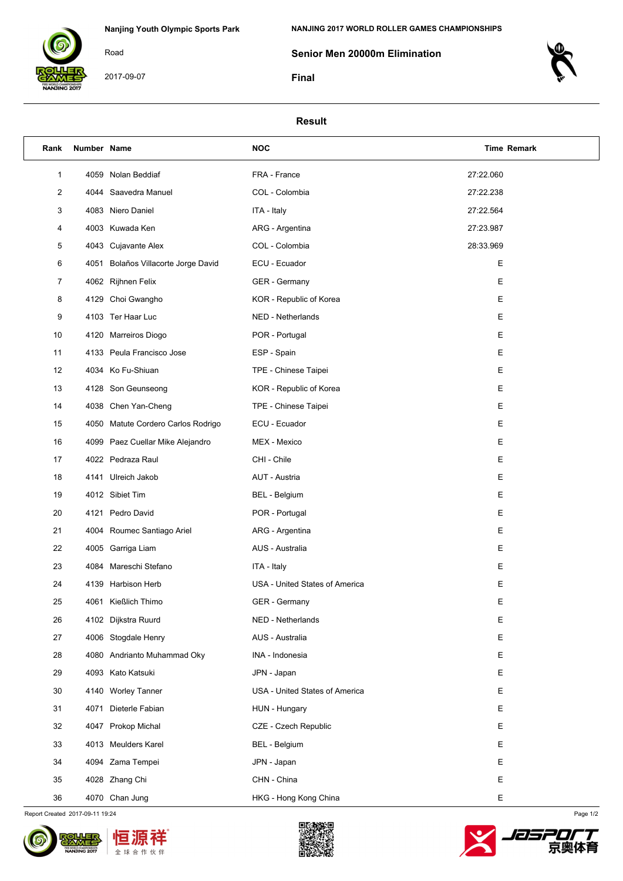Nanjing Youth Olympic Sports Park

Road

2017-09-07

NANJING 2017 WORLD ROLLER GAMES CHAMPIONSHIPS

## Senior Men 20000m Elimination

### Final

### Result

| Rank | Number | Name | NOC | Time | Remark |
|---|---|---|---|---|---|
| 1 | 4059 | Nolan Beddiaf | FRA - France | 27:22.060 | |
| 2 | 4044 | Saavedra Manuel | COL - Colombia | 27:22.238 | |
| 3 | 4083 | Niero Daniel | ITA - Italy | 27:22.564 | |
| 4 | 4003 | Kuwada Ken | ARG - Argentina | 27:23.987 | |
| 5 | 4043 | Cujavante Alex | COL - Colombia | 28:33.969 | |
| 6 | 4051 | Bolaños Villacorte Jorge David | ECU - Ecuador | E | |
| 7 | 4062 | Rijhnen Felix | GER - Germany | E | |
| 8 | 4129 | Choi Gwangho | KOR - Republic of Korea | E | |
| 9 | 4103 | Ter Haar Luc | NED - Netherlands | E | |
| 10 | 4120 | Marreiros Diogo | POR - Portugal | E | |
| 11 | 4133 | Peula Francisco Jose | ESP - Spain | E | |
| 12 | 4034 | Ko Fu-Shiuan | TPE - Chinese Taipei | E | |
| 13 | 4128 | Son Geunseong | KOR - Republic of Korea | E | |
| 14 | 4038 | Chen Yan-Cheng | TPE - Chinese Taipei | E | |
| 15 | 4050 | Matute Cordero Carlos Rodrigo | ECU - Ecuador | E | |
| 16 | 4099 | Paez Cuellar Mike Alejandro | MEX - Mexico | E | |
| 17 | 4022 | Pedraza Raul | CHI - Chile | E | |
| 18 | 4141 | Ulreich Jakob | AUT - Austria | E | |
| 19 | 4012 | Sibiet Tim | BEL - Belgium | E | |
| 20 | 4121 | Pedro David | POR - Portugal | E | |
| 21 | 4004 | Roumec Santiago Ariel | ARG - Argentina | E | |
| 22 | 4005 | Garriga Liam | AUS - Australia | E | |
| 23 | 4084 | Mareschi Stefano | ITA - Italy | E | |
| 24 | 4139 | Harbison Herb | USA - United States of America | E | |
| 25 | 4061 | Kießlich Thimo | GER - Germany | E | |
| 26 | 4102 | Dijkstra Ruurd | NED - Netherlands | E | |
| 27 | 4006 | Stogdale Henry | AUS - Australia | E | |
| 28 | 4080 | Andrianto Muhammad Oky | INA - Indonesia | E | |
| 29 | 4093 | Kato Katsuki | JPN - Japan | E | |
| 30 | 4140 | Worley Tanner | USA - United States of America | E | |
| 31 | 4071 | Dieterle Fabian | HUN - Hungary | E | |
| 32 | 4047 | Prokop Michal | CZE - Czech Republic | E | |
| 33 | 4013 | Meulders Karel | BEL - Belgium | E | |
| 34 | 4094 | Zama Tempei | JPN - Japan | E | |
| 35 | 4028 | Zhang Chi | CHN - China | E | |
| 36 | 4070 | Chan Jung | HKG - Hong Kong China | E | |

Report Created 2017-09-11 19:24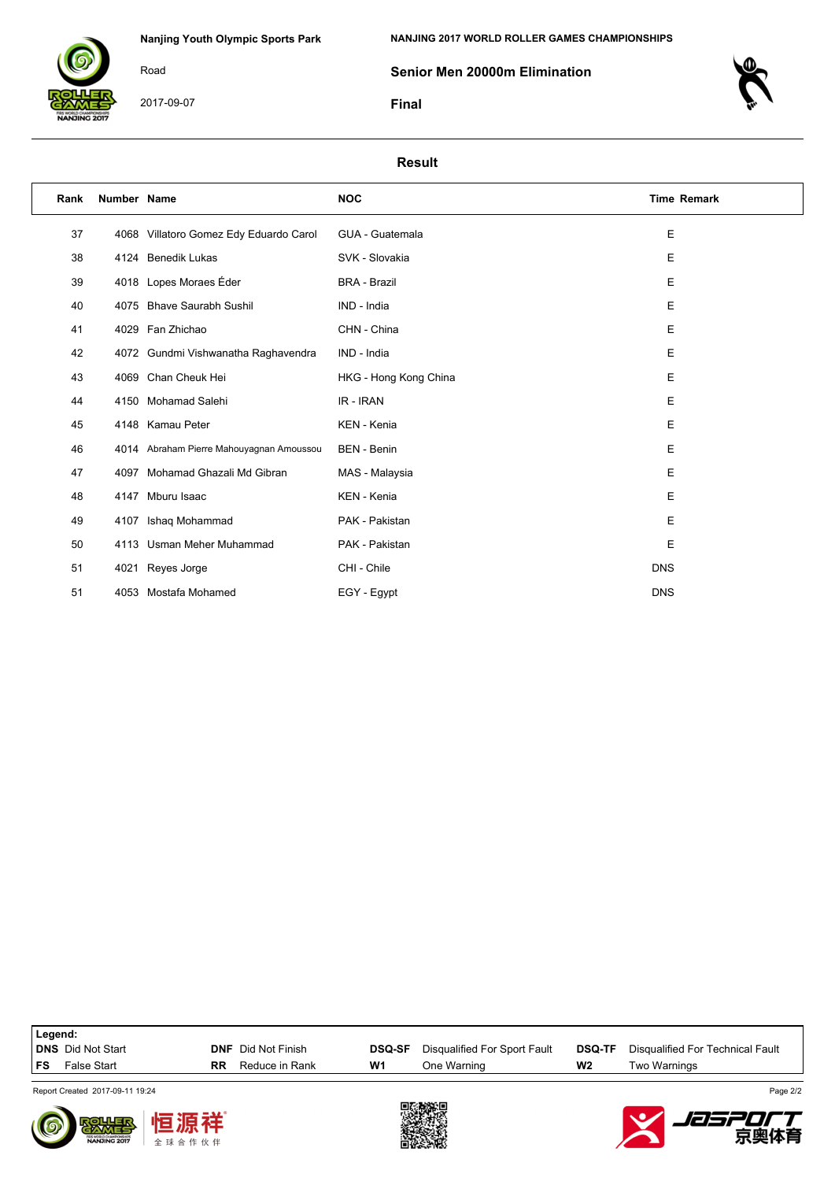Nanjing Youth Olympic Sports Park

Road

2017-09-07

NANJING 2017 WORLD ROLLER GAMES CHAMPIONSHIPS

## Senior Men 20000m Elimination

### Final

### Result

| Rank | Number | Name | NOC | Time | Remark |
|---|---|---|---|---|---|
| 37 | 4068 | Villatoro Gomez Edy Eduardo Carol | GUA - Guatemala | | E |
| 38 | 4124 | Benedik Lukas | SVK - Slovakia | | E |
| 39 | 4018 | Lopes Moraes Éder | BRA - Brazil | | E |
| 40 | 4075 | Bhave Saurabh Sushil | IND - India | | E |
| 41 | 4029 | Fan Zhichao | CHN - China | | E |
| 42 | 4072 | Gundmi Vishwanatha Raghavendra | IND - India | | E |
| 43 | 4069 | Chan Cheuk Hei | HKG - Hong Kong China | | E |
| 44 | 4150 | Mohamad Salehi | IR - IRAN | | E |
| 45 | 4148 | Kamau Peter | KEN - Kenia | | E |
| 46 | 4014 | Abraham Pierre Mahouyagnan Amoussou | BEN - Benin | | E |
| 47 | 4097 | Mohamad Ghazali Md Gibran | MAS - Malaysia | | E |
| 48 | 4147 | Mburu Isaac | KEN - Kenia | | E |
| 49 | 4107 | Ishaq Mohammad | PAK - Pakistan | | E |
| 50 | 4113 | Usman Meher Muhammad | PAK - Pakistan | | E |
| 51 | 4021 | Reyes Jorge | CHI - Chile | | DNS |
| 51 | 4053 | Mostafa Mohamed | EGY - Egypt | | DNS |

**Legend:**

| | | | | | | | |
|---|---|---|---|---|---|---|---|
| **DNS** | Did Not Start | **DNF** | Did Not Finish | **DSQ-SF** | Disqualified For Sport Fault | **DSQ-TF** | Disqualified For Technical Fault |
| **FS** | False Start | **RR** | Reduce in Rank | **W1** | One Warning | **W2** | Two Warnings |

Report Created 2017-09-11 19:24

恒源祥 全球合作伙伴

JASPORT 京奥体育